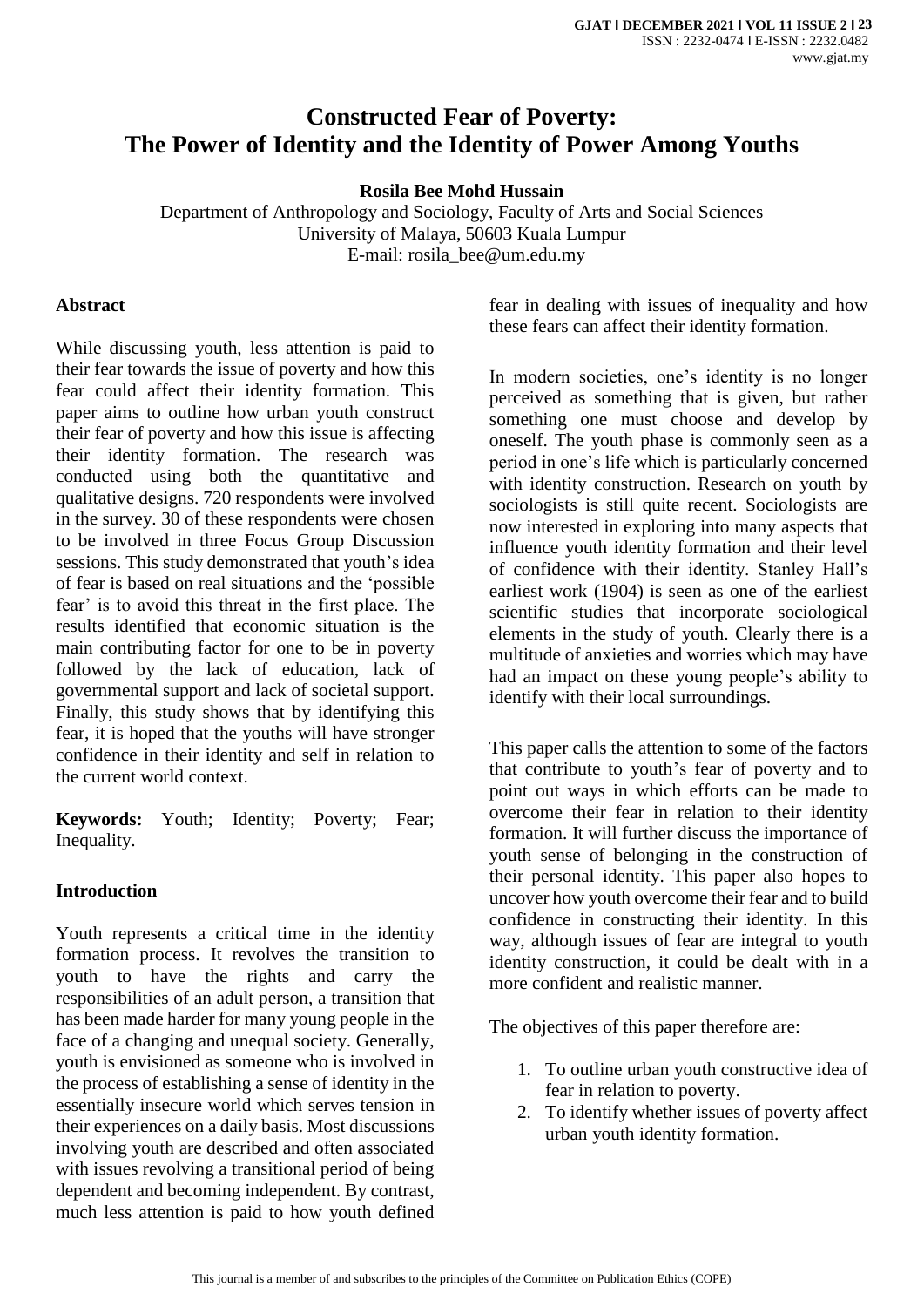# Constructed Fear of Poverty: The Power of Identity and the Identity of Power Among Youths

**Rosila Bee Mohd Hussain**

Department of Anthropology and Sociology, Faculty of Arts and Social Sciences
University of Malaya, 50603 Kuala Lumpur
E-mail: rosila_bee@um.edu.my

## Abstract

While discussing youth, less attention is paid to their fear towards the issue of poverty and how this fear could affect their identity formation. This paper aims to outline how urban youth construct their fear of poverty and how this issue is affecting their identity formation. The research was conducted using both the quantitative and qualitative designs. 720 respondents were involved in the survey. 30 of these respondents were chosen to be involved in three Focus Group Discussion sessions. This study demonstrated that youth's idea of fear is based on real situations and the 'possible fear' is to avoid this threat in the first place. The results identified that economic situation is the main contributing factor for one to be in poverty followed by the lack of education, lack of governmental support and lack of societal support. Finally, this study shows that by identifying this fear, it is hoped that the youths will have stronger confidence in their identity and self in relation to the current world context.

**Keywords:** Youth; Identity; Poverty; Fear; Inequality.

## Introduction

Youth represents a critical time in the identity formation process. It revolves the transition to youth to have the rights and carry the responsibilities of an adult person, a transition that has been made harder for many young people in the face of a changing and unequal society. Generally, youth is envisioned as someone who is involved in the process of establishing a sense of identity in the essentially insecure world which serves tension in their experiences on a daily basis. Most discussions involving youth are described and often associated with issues revolving a transitional period of being dependent and becoming independent. By contrast, much less attention is paid to how youth defined fear in dealing with issues of inequality and how these fears can affect their identity formation.

In modern societies, one's identity is no longer perceived as something that is given, but rather something one must choose and develop by oneself. The youth phase is commonly seen as a period in one's life which is particularly concerned with identity construction. Research on youth by sociologists is still quite recent. Sociologists are now interested in exploring into many aspects that influence youth identity formation and their level of confidence with their identity. Stanley Hall's earliest work (1904) is seen as one of the earliest scientific studies that incorporate sociological elements in the study of youth. Clearly there is a multitude of anxieties and worries which may have had an impact on these young people's ability to identify with their local surroundings.

This paper calls the attention to some of the factors that contribute to youth's fear of poverty and to point out ways in which efforts can be made to overcome their fear in relation to their identity formation. It will further discuss the importance of youth sense of belonging in the construction of their personal identity. This paper also hopes to uncover how youth overcome their fear and to build confidence in constructing their identity. In this way, although issues of fear are integral to youth identity construction, it could be dealt with in a more confident and realistic manner.

The objectives of this paper therefore are:

1. To outline urban youth constructive idea of fear in relation to poverty.
2. To identify whether issues of poverty affect urban youth identity formation.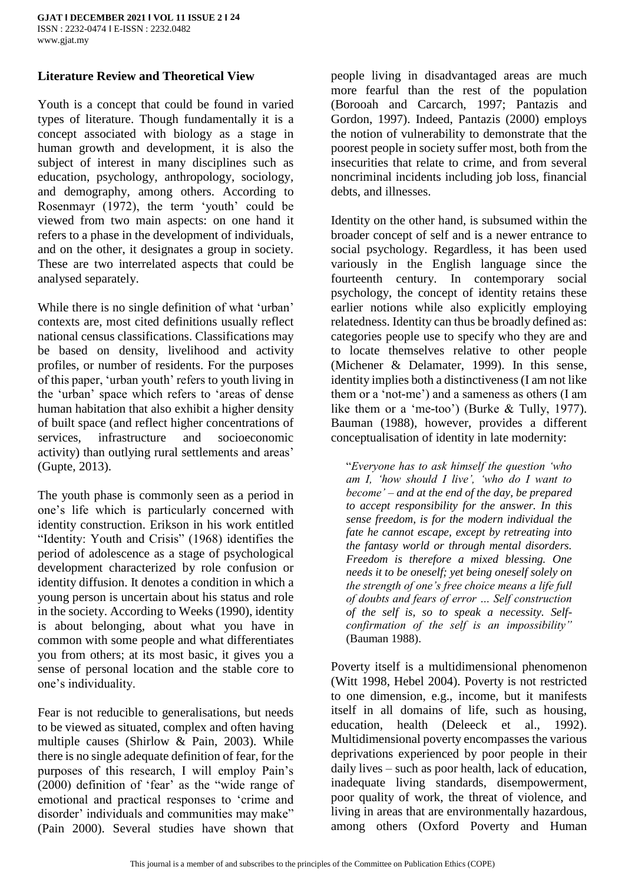## Literature Review and Theoretical View

Youth is a concept that could be found in varied types of literature. Though fundamentally it is a concept associated with biology as a stage in human growth and development, it is also the subject of interest in many disciplines such as education, psychology, anthropology, sociology, and demography, among others. According to Rosenmayr (1972), the term 'youth' could be viewed from two main aspects: on one hand it refers to a phase in the development of individuals, and on the other, it designates a group in society. These are two interrelated aspects that could be analysed separately.

While there is no single definition of what 'urban' contexts are, most cited definitions usually reflect national census classifications. Classifications may be based on density, livelihood and activity profiles, or number of residents. For the purposes of this paper, 'urban youth' refers to youth living in the 'urban' space which refers to 'areas of dense human habitation that also exhibit a higher density of built space (and reflect higher concentrations of services, infrastructure and socioeconomic activity) than outlying rural settlements and areas' (Gupte, 2013).

The youth phase is commonly seen as a period in one's life which is particularly concerned with identity construction. Erikson in his work entitled "Identity: Youth and Crisis" (1968) identifies the period of adolescence as a stage of psychological development characterized by role confusion or identity diffusion. It denotes a condition in which a young person is uncertain about his status and role in the society. According to Weeks (1990), identity is about belonging, about what you have in common with some people and what differentiates you from others; at its most basic, it gives you a sense of personal location and the stable core to one's individuality.

Fear is not reducible to generalisations, but needs to be viewed as situated, complex and often having multiple causes (Shirlow & Pain, 2003). While there is no single adequate definition of fear, for the purposes of this research, I will employ Pain's (2000) definition of 'fear' as the "wide range of emotional and practical responses to 'crime and disorder' individuals and communities may make" (Pain 2000). Several studies have shown that people living in disadvantaged areas are much more fearful than the rest of the population (Borooah and Carcarch, 1997; Pantazis and Gordon, 1997). Indeed, Pantazis (2000) employs the notion of vulnerability to demonstrate that the poorest people in society suffer most, both from the insecurities that relate to crime, and from several noncriminal incidents including job loss, financial debts, and illnesses.

Identity on the other hand, is subsumed within the broader concept of self and is a newer entrance to social psychology. Regardless, it has been used variously in the English language since the fourteenth century. In contemporary social psychology, the concept of identity retains these earlier notions while also explicitly employing relatedness. Identity can thus be broadly defined as: categories people use to specify who they are and to locate themselves relative to other people (Michener & Delamater, 1999). In this sense, identity implies both a distinctiveness (I am not like them or a 'not-me') and a sameness as others (I am like them or a 'me-too') (Burke & Tully, 1977). Bauman (1988), however, provides a different conceptualisation of identity in late modernity:

> "*Everyone has to ask himself the question 'who am I, 'how should I live', 'who do I want to become' – and at the end of the day, be prepared to accept responsibility for the answer. In this sense freedom, is for the modern individual the fate he cannot escape, except by retreating into the fantasy world or through mental disorders. Freedom is therefore a mixed blessing. One needs it to be oneself; yet being oneself solely on the strength of one's free choice means a life full of doubts and fears of error … Self construction of the self is, so to speak a necessity. Self-confirmation of the self is an impossibility"* (Bauman 1988).

Poverty itself is a multidimensional phenomenon (Witt 1998, Hebel 2004). Poverty is not restricted to one dimension, e.g., income, but it manifests itself in all domains of life, such as housing, education, health (Deleeck et al., 1992). Multidimensional poverty encompasses the various deprivations experienced by poor people in their daily lives – such as poor health, lack of education, inadequate living standards, disempowerment, poor quality of work, the threat of violence, and living in areas that are environmentally hazardous, among others (Oxford Poverty and Human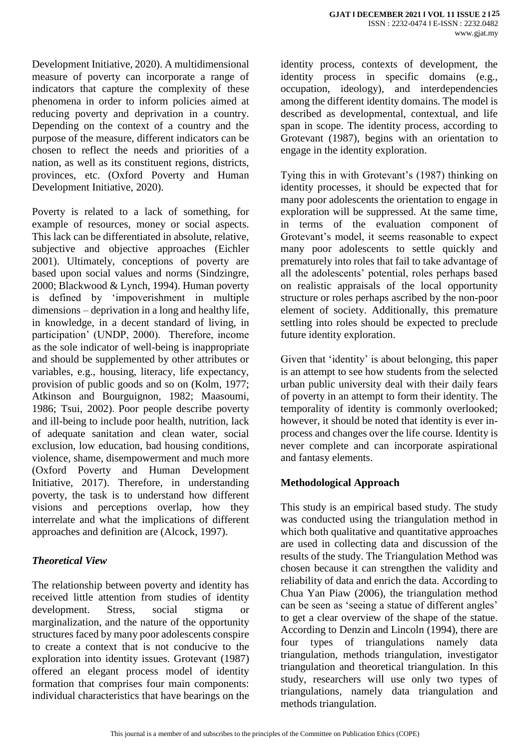Development Initiative, 2020). A multidimensional measure of poverty can incorporate a range of indicators that capture the complexity of these phenomena in order to inform policies aimed at reducing poverty and deprivation in a country. Depending on the context of a country and the purpose of the measure, different indicators can be chosen to reflect the needs and priorities of a nation, as well as its constituent regions, districts, provinces, etc. (Oxford Poverty and Human Development Initiative, 2020).

Poverty is related to a lack of something, for example of resources, money or social aspects. This lack can be differentiated in absolute, relative, subjective and objective approaches (Eichler 2001). Ultimately, conceptions of poverty are based upon social values and norms (Sindzingre, 2000; Blackwood & Lynch, 1994). Human poverty is defined by 'impoverishment in multiple dimensions – deprivation in a long and healthy life, in knowledge, in a decent standard of living, in participation' (UNDP, 2000). Therefore, income as the sole indicator of well-being is inappropriate and should be supplemented by other attributes or variables, e.g., housing, literacy, life expectancy, provision of public goods and so on (Kolm, 1977; Atkinson and Bourguignon, 1982; Maasoumi, 1986; Tsui, 2002). Poor people describe poverty and ill-being to include poor health, nutrition, lack of adequate sanitation and clean water, social exclusion, low education, bad housing conditions, violence, shame, disempowerment and much more (Oxford Poverty and Human Development Initiative, 2017). Therefore, in understanding poverty, the task is to understand how different visions and perceptions overlap, how they interrelate and what the implications of different approaches and definition are (Alcock, 1997).

### *Theoretical View*

The relationship between poverty and identity has received little attention from studies of identity development. Stress, social stigma or marginalization, and the nature of the opportunity structures faced by many poor adolescents conspire to create a context that is not conducive to the exploration into identity issues. Grotevant (1987) offered an elegant process model of identity formation that comprises four main components: individual characteristics that have bearings on the identity process, contexts of development, the identity process in specific domains (e.g., occupation, ideology), and interdependencies among the different identity domains. The model is described as developmental, contextual, and life span in scope. The identity process, according to Grotevant (1987), begins with an orientation to engage in the identity exploration.

Tying this in with Grotevant's (1987) thinking on identity processes, it should be expected that for many poor adolescents the orientation to engage in exploration will be suppressed. At the same time, in terms of the evaluation component of Grotevant's model, it seems reasonable to expect many poor adolescents to settle quickly and prematurely into roles that fail to take advantage of all the adolescents' potential, roles perhaps based on realistic appraisals of the local opportunity structure or roles perhaps ascribed by the non-poor element of society. Additionally, this premature settling into roles should be expected to preclude future identity exploration.

Given that 'identity' is about belonging, this paper is an attempt to see how students from the selected urban public university deal with their daily fears of poverty in an attempt to form their identity. The temporality of identity is commonly overlooked; however, it should be noted that identity is ever in-process and changes over the life course. Identity is never complete and can incorporate aspirational and fantasy elements.

## **Methodological Approach**

This study is an empirical based study. The study was conducted using the triangulation method in which both qualitative and quantitative approaches are used in collecting data and discussion of the results of the study. The Triangulation Method was chosen because it can strengthen the validity and reliability of data and enrich the data. According to Chua Yan Piaw (2006), the triangulation method can be seen as 'seeing a statue of different angles' to get a clear overview of the shape of the statue. According to Denzin and Lincoln (1994), there are four types of triangulations namely data triangulation, methods triangulation, investigator triangulation and theoretical triangulation. In this study, researchers will use only two types of triangulations, namely data triangulation and methods triangulation.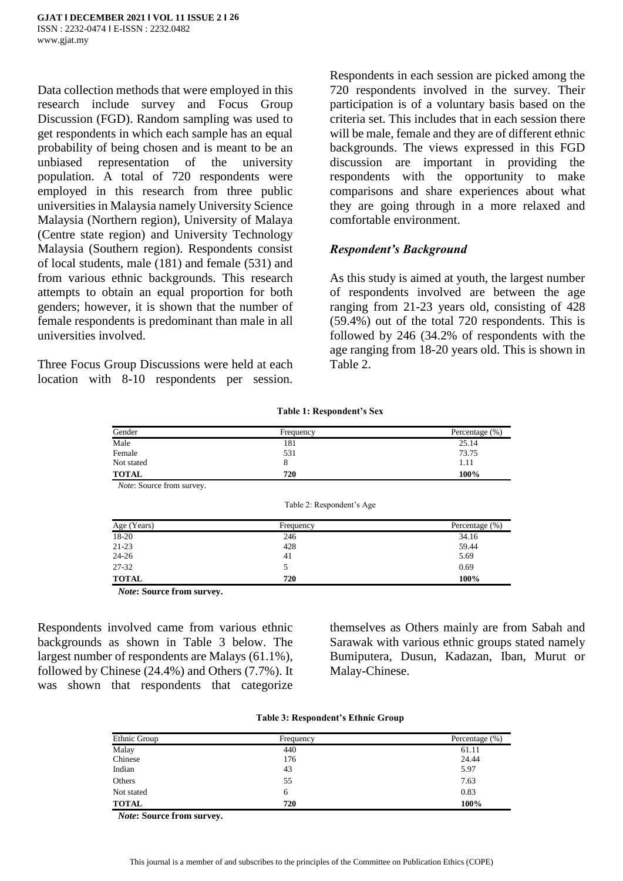Data collection methods that were employed in this research include survey and Focus Group Discussion (FGD). Random sampling was used to get respondents in which each sample has an equal probability of being chosen and is meant to be an unbiased representation of the university population. A total of 720 respondents were employed in this research from three public universities in Malaysia namely University Science Malaysia (Northern region), University of Malaya (Centre state region) and University Technology Malaysia (Southern region). Respondents consist of local students, male (181) and female (531) and from various ethnic backgrounds. This research attempts to obtain an equal proportion for both genders; however, it is shown that the number of female respondents is predominant than male in all universities involved.

Three Focus Group Discussions were held at each location with 8-10 respondents per session. Respondents in each session are picked among the 720 respondents involved in the survey. Their participation is of a voluntary basis based on the criteria set. This includes that in each session there will be male, female and they are of different ethnic backgrounds. The views expressed in this FGD discussion are important in providing the respondents with the opportunity to make comparisons and share experiences about what they are going through in a more relaxed and comfortable environment.

### *Respondent's Background*

As this study is aimed at youth, the largest number of respondents involved are between the age ranging from 21-23 years old, consisting of 428 (59.4%) out of the total 720 respondents. This is followed by 246 (34.2% of respondents with the age ranging from 18-20 years old. This is shown in Table 2.

**Table 1: Respondent's Sex**

| Gender | Frequency | Percentage (%) |
|---|---|---|
| Male | 181 | 25.14 |
| Female | 531 | 73.75 |
| Not stated | 8 | 1.11 |
| **TOTAL** | **720** | **100%** |

*Note*: Source from survey.

Table 2: Respondent's Age

| Age (Years) | Frequency | Percentage (%) |
|---|---|---|
| 18-20 | 246 | 34.16 |
| 21-23 | 428 | 59.44 |
| 24-26 | 41 | 5.69 |
| 27-32 | 5 | 0.69 |
| **TOTAL** | **720** | **100%** |

***Note*: Source from survey.**

Respondents involved came from various ethnic backgrounds as shown in Table 3 below. The largest number of respondents are Malays (61.1%), followed by Chinese (24.4%) and Others (7.7%). It was shown that respondents that categorize themselves as Others mainly are from Sabah and Sarawak with various ethnic groups stated namely Bumiputera, Dusun, Kadazan, Iban, Murut or Malay-Chinese.

**Table 3: Respondent's Ethnic Group**

| Ethnic Group | Frequency | Percentage (%) |
|---|---|---|
| Malay | 440 | 61.11 |
| Chinese | 176 | 24.44 |
| Indian | 43 | 5.97 |
| Others | 55 | 7.63 |
| Not stated | 6 | 0.83 |
| **TOTAL** | **720** | **100%** |

***Note*: Source from survey.**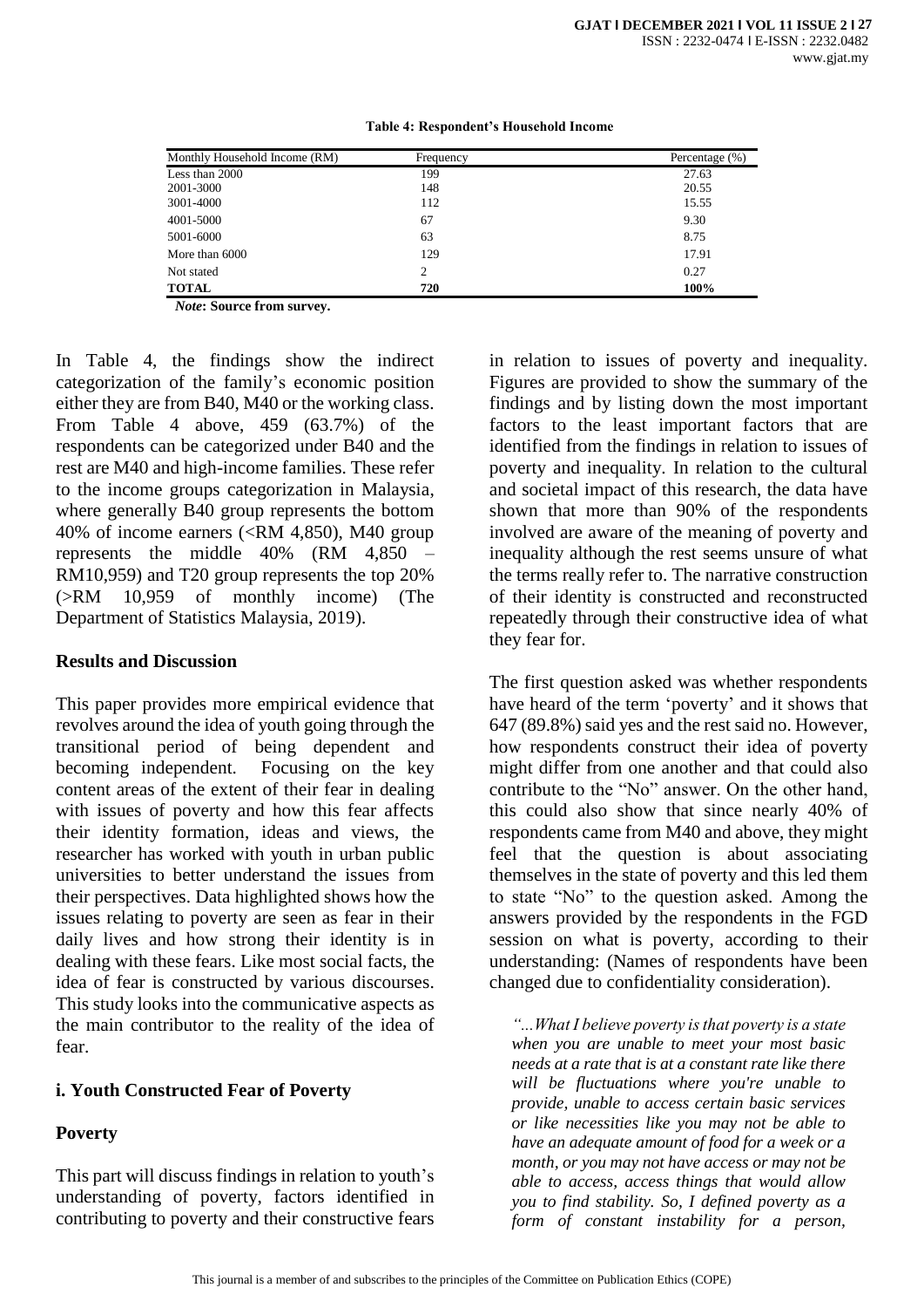**Table 4: Respondent's Household Income**

| Monthly Household Income (RM) | Frequency | Percentage (%) |
|---|---|---|
| Less than 2000 | 199 | 27.63 |
| 2001-3000 | 148 | 20.55 |
| 3001-4000 | 112 | 15.55 |
| 4001-5000 | 67 | 9.30 |
| 5001-6000 | 63 | 8.75 |
| More than 6000 | 129 | 17.91 |
| Not stated | 2 | 0.27 |
| **TOTAL** | **720** | **100%** |

***Note*: Source from survey.**

In Table 4, the findings show the indirect categorization of the family's economic position either they are from B40, M40 or the working class. From Table 4 above, 459 (63.7%) of the respondents can be categorized under B40 and the rest are M40 and high-income families. These refer to the income groups categorization in Malaysia, where generally B40 group represents the bottom 40% of income earners (<RM 4,850), M40 group represents the middle 40% (RM 4,850 – RM10,959) and T20 group represents the top 20% (>RM 10,959 of monthly income) (The Department of Statistics Malaysia, 2019).

## Results and Discussion

This paper provides more empirical evidence that revolves around the idea of youth going through the transitional period of being dependent and becoming independent. Focusing on the key content areas of the extent of their fear in dealing with issues of poverty and how this fear affects their identity formation, ideas and views, the researcher has worked with youth in urban public universities to better understand the issues from their perspectives. Data highlighted shows how the issues relating to poverty are seen as fear in their daily lives and how strong their identity is in dealing with these fears. Like most social facts, the idea of fear is constructed by various discourses. This study looks into the communicative aspects as the main contributor to the reality of the idea of fear.

### i. Youth Constructed Fear of Poverty

### Poverty

This part will discuss findings in relation to youth's understanding of poverty, factors identified in contributing to poverty and their constructive fears in relation to issues of poverty and inequality. Figures are provided to show the summary of the findings and by listing down the most important factors to the least important factors that are identified from the findings in relation to issues of poverty and inequality. In relation to the cultural and societal impact of this research, the data have shown that more than 90% of the respondents involved are aware of the meaning of poverty and inequality although the rest seems unsure of what the terms really refer to. The narrative construction of their identity is constructed and reconstructed repeatedly through their constructive idea of what they fear for.

The first question asked was whether respondents have heard of the term 'poverty' and it shows that 647 (89.8%) said yes and the rest said no. However, how respondents construct their idea of poverty might differ from one another and that could also contribute to the "No" answer. On the other hand, this could also show that since nearly 40% of respondents came from M40 and above, they might feel that the question is about associating themselves in the state of poverty and this led them to state "No" to the question asked. Among the answers provided by the respondents in the FGD session on what is poverty, according to their understanding: (Names of respondents have been changed due to confidentiality consideration).

*"...What I believe poverty is that poverty is a state when you are unable to meet your most basic needs at a rate that is at a constant rate like there will be fluctuations where you're unable to provide, unable to access certain basic services or like necessities like you may not be able to have an adequate amount of food for a week or a month, or you may not have access or may not be able to access, access things that would allow you to find stability. So, I defined poverty as a form of constant instability for a person,*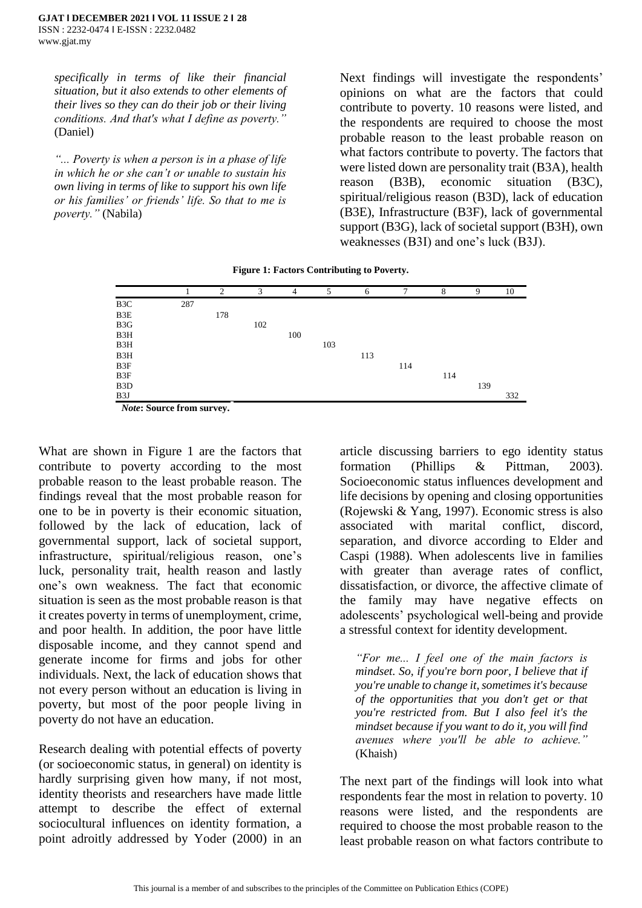*specifically in terms of like their financial situation, but it also extends to other elements of their lives so they can do their job or their living conditions. And that's what I define as poverty."* (Daniel)

*"... Poverty is when a person is in a phase of life in which he or she can't or unable to sustain his own living in terms of like to support his own life or his families' or friends' life. So that to me is poverty."* (Nabila)

Next findings will investigate the respondents' opinions on what are the factors that could contribute to poverty. 10 reasons were listed, and the respondents are required to choose the most probable reason to the least probable reason on what factors contribute to poverty. The factors that were listed down are personality trait (B3A), health reason (B3B), economic situation (B3C), spiritual/religious reason (B3D), lack of education (B3E), Infrastructure (B3F), lack of governmental support (B3G), lack of societal support (B3H), own weaknesses (B3I) and one's luck (B3J).

**Figure 1: Factors Contributing to Poverty.**

| | 1 | 2 | 3 | 4 | 5 | 6 | 7 | 8 | 9 | 10 |
|---|---|---|---|---|---|---|---|---|---|---|
| B3C | 287 | | | | | | | | | |
| B3E | | 178 | | | | | | | | |
| B3G | | | 102 | | | | | | | |
| B3H | | | | 100 | | | | | | |
| B3H | | | | | 103 | | | | | |
| B3H | | | | | | 113 | | | | |
| B3F | | | | | | | 114 | | | |
| B3F | | | | | | | | 114 | | |
| B3D | | | | | | | | | 139 | |
| B3J | | | | | | | | | | 332 |

*Note*: **Source from survey.**

What are shown in Figure 1 are the factors that contribute to poverty according to the most probable reason to the least probable reason. The findings reveal that the most probable reason for one to be in poverty is their economic situation, followed by the lack of education, lack of governmental support, lack of societal support, infrastructure, spiritual/religious reason, one's luck, personality trait, health reason and lastly one's own weakness. The fact that economic situation is seen as the most probable reason is that it creates poverty in terms of unemployment, crime, and poor health. In addition, the poor have little disposable income, and they cannot spend and generate income for firms and jobs for other individuals. Next, the lack of education shows that not every person without an education is living in poverty, but most of the poor people living in poverty do not have an education.

Research dealing with potential effects of poverty (or socioeconomic status, in general) on identity is hardly surprising given how many, if not most, identity theorists and researchers have made little attempt to describe the effect of external sociocultural influences on identity formation, a point adroitly addressed by Yoder (2000) in an article discussing barriers to ego identity status formation (Phillips & Pittman, 2003). Socioeconomic status influences development and life decisions by opening and closing opportunities (Rojewski & Yang, 1997). Economic stress is also associated with marital conflict, discord, separation, and divorce according to Elder and Caspi (1988). When adolescents live in families with greater than average rates of conflict, dissatisfaction, or divorce, the affective climate of the family may have negative effects on adolescents' psychological well-being and provide a stressful context for identity development.

*"For me... I feel one of the main factors is mindset. So, if you're born poor, I believe that if you're unable to change it, sometimes it's because of the opportunities that you don't get or that you're restricted from. But I also feel it's the mindset because if you want to do it, you will find avenues where you'll be able to achieve."* (Khaish)

The next part of the findings will look into what respondents fear the most in relation to poverty. 10 reasons were listed, and the respondents are required to choose the most probable reason to the least probable reason on what factors contribute to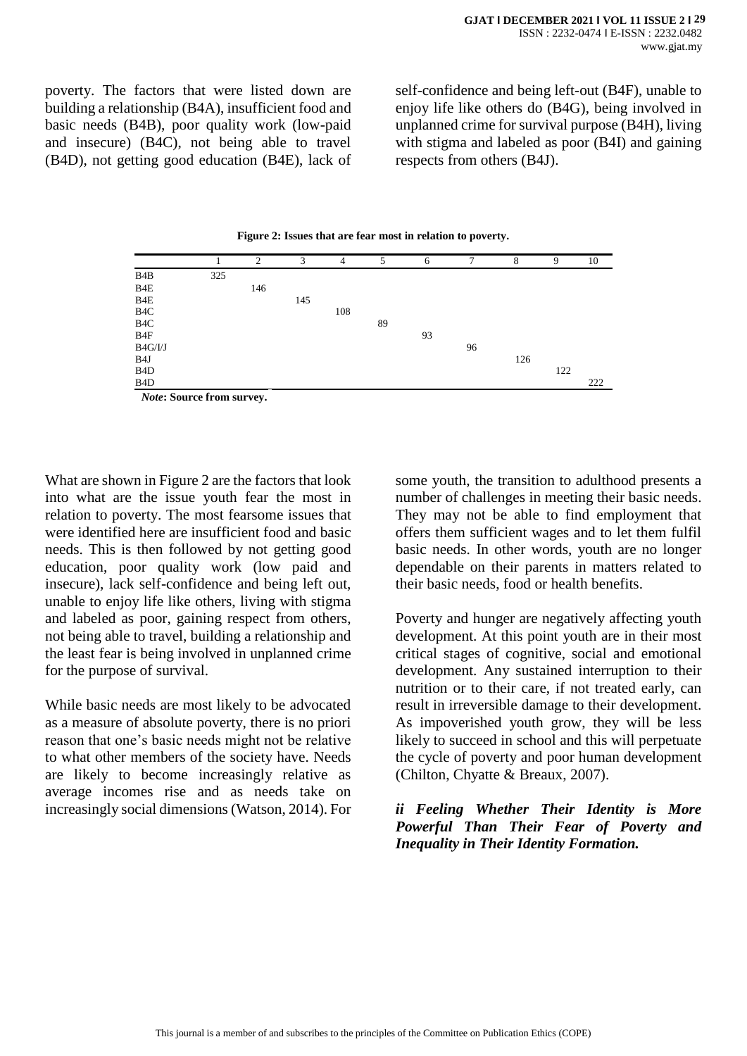poverty. The factors that were listed down are building a relationship (B4A), insufficient food and basic needs (B4B), poor quality work (low-paid and insecure) (B4C), not being able to travel (B4D), not getting good education (B4E), lack of self-confidence and being left-out (B4F), unable to enjoy life like others do (B4G), being involved in unplanned crime for survival purpose (B4H), living with stigma and labeled as poor (B4I) and gaining respects from others (B4J).

**Figure 2: Issues that are fear most in relation to poverty.**

| | 1 | 2 | 3 | 4 | 5 | 6 | 7 | 8 | 9 | 10 |
|---|---|---|---|---|---|---|---|---|---|---|
| B4B | 325 | | | | | | | | | |
| B4E | | 146 | | | | | | | | |
| B4E | | | 145 | | | | | | | |
| B4C | | | | 108 | | | | | | |
| B4C | | | | | 89 | | | | | |
| B4F | | | | | | 93 | | | | |
| B4G/I/J | | | | | | | 96 | | | |
| B4J | | | | | | | | 126 | | |
| B4D | | | | | | | | | 122 | |
| B4D | | | | | | | | | | 222 |

***Note*: Source from survey.**

What are shown in Figure 2 are the factors that look into what are the issue youth fear the most in relation to poverty. The most fearsome issues that were identified here are insufficient food and basic needs. This is then followed by not getting good education, poor quality work (low paid and insecure), lack self-confidence and being left out, unable to enjoy life like others, living with stigma and labeled as poor, gaining respect from others, not being able to travel, building a relationship and the least fear is being involved in unplanned crime for the purpose of survival.

While basic needs are most likely to be advocated as a measure of absolute poverty, there is no priori reason that one's basic needs might not be relative to what other members of the society have. Needs are likely to become increasingly relative as average incomes rise and as needs take on increasingly social dimensions (Watson, 2014). For some youth, the transition to adulthood presents a number of challenges in meeting their basic needs. They may not be able to find employment that offers them sufficient wages and to let them fulfil basic needs. In other words, youth are no longer dependable on their parents in matters related to their basic needs, food or health benefits.

Poverty and hunger are negatively affecting youth development. At this point youth are in their most critical stages of cognitive, social and emotional development. Any sustained interruption to their nutrition or to their care, if not treated early, can result in irreversible damage to their development. As impoverished youth grow, they will be less likely to succeed in school and this will perpetuate the cycle of poverty and poor human development (Chilton, Chyatte & Breaux, 2007).

***ii Feeling Whether Their Identity is More Powerful Than Their Fear of Poverty and Inequality in Their Identity Formation.***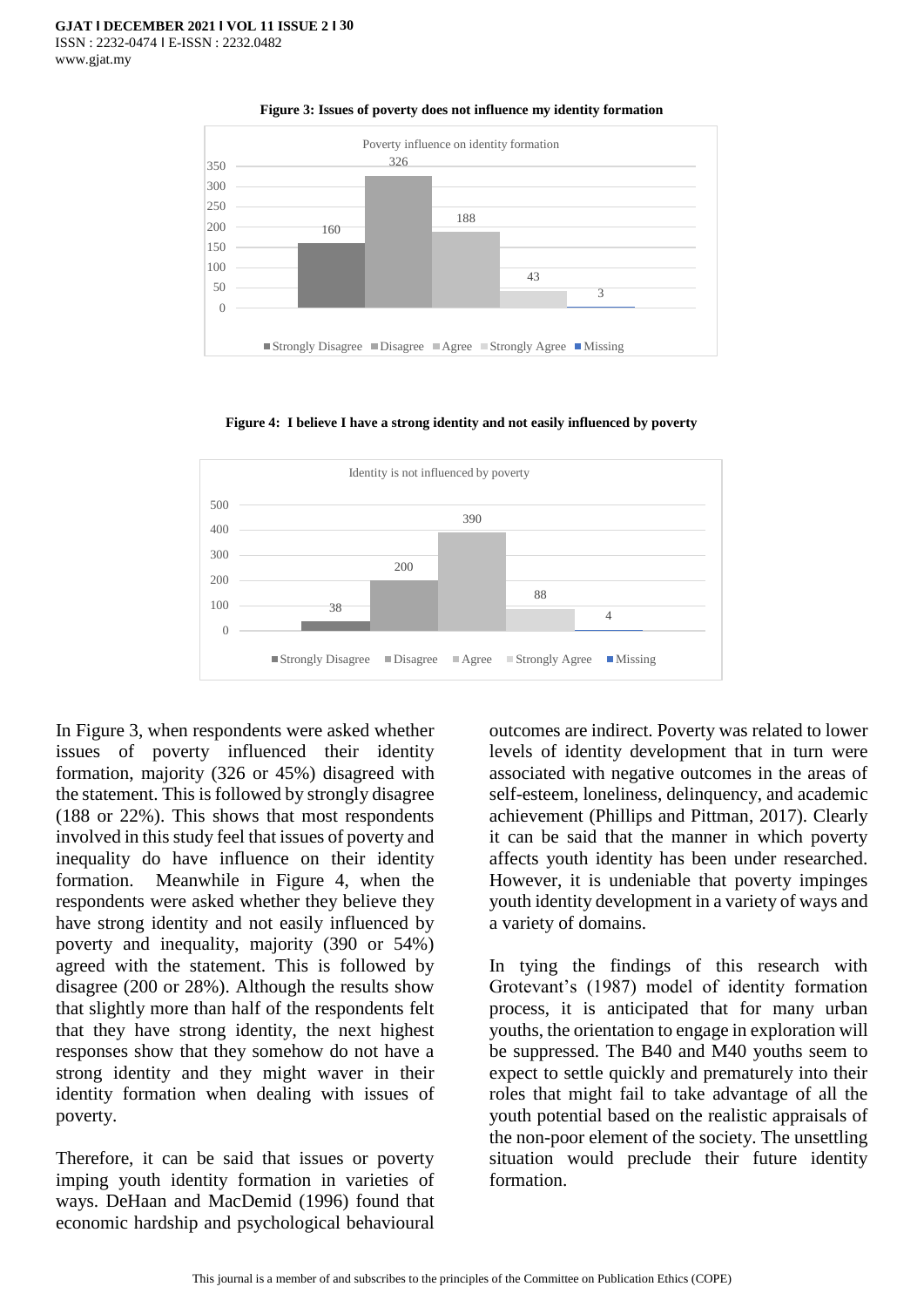**Figure 3: Issues of poverty does not influence my identity formation**

Poverty influence on identity formation

| Response | Count |
|---|---|
| Strongly Disagree | 160 |
| Disagree | 326 |
| Agree | 188 |
| Strongly Agree | 43 |
| Missing | 3 |

**Figure 4: I believe I have a strong identity and not easily influenced by poverty**

Identity is not influenced by poverty

| Response | Count |
|---|---|
| Strongly Disagree | 38 |
| Disagree | 200 |
| Agree | 390 |
| Strongly Agree | 88 |
| Missing | 4 |

In Figure 3, when respondents were asked whether issues of poverty influenced their identity formation, majority (326 or 45%) disagreed with the statement. This is followed by strongly disagree (188 or 22%). This shows that most respondents involved in this study feel that issues of poverty and inequality do have influence on their identity formation. Meanwhile in Figure 4, when the respondents were asked whether they believe they have strong identity and not easily influenced by poverty and inequality, majority (390 or 54%) agreed with the statement. This is followed by disagree (200 or 28%). Although the results show that slightly more than half of the respondents felt that they have strong identity, the next highest responses show that they somehow do not have a strong identity and they might waver in their identity formation when dealing with issues of poverty.

Therefore, it can be said that issues or poverty imping youth identity formation in varieties of ways. DeHaan and MacDemid (1996) found that economic hardship and psychological behavioural outcomes are indirect. Poverty was related to lower levels of identity development that in turn were associated with negative outcomes in the areas of self-esteem, loneliness, delinquency, and academic achievement (Phillips and Pittman, 2017). Clearly it can be said that the manner in which poverty affects youth identity has been under researched. However, it is undeniable that poverty impinges youth identity development in a variety of ways and a variety of domains.

In tying the findings of this research with Grotevant's (1987) model of identity formation process, it is anticipated that for many urban youths, the orientation to engage in exploration will be suppressed. The B40 and M40 youths seem to expect to settle quickly and prematurely into their roles that might fail to take advantage of all the youth potential based on the realistic appraisals of the non-poor element of the society. The unsettling situation would preclude their future identity formation.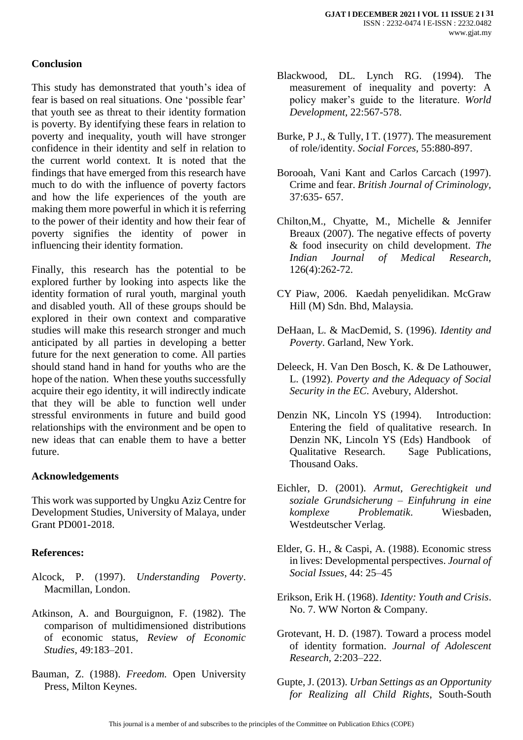## Conclusion

This study has demonstrated that youth's idea of fear is based on real situations. One 'possible fear' that youth see as threat to their identity formation is poverty. By identifying these fears in relation to poverty and inequality, youth will have stronger confidence in their identity and self in relation to the current world context. It is noted that the findings that have emerged from this research have much to do with the influence of poverty factors and how the life experiences of the youth are making them more powerful in which it is referring to the power of their identity and how their fear of poverty signifies the identity of power in influencing their identity formation.

Finally, this research has the potential to be explored further by looking into aspects like the identity formation of rural youth, marginal youth and disabled youth. All of these groups should be explored in their own context and comparative studies will make this research stronger and much anticipated by all parties in developing a better future for the next generation to come. All parties should stand hand in hand for youths who are the hope of the nation. When these youths successfully acquire their ego identity, it will indirectly indicate that they will be able to function well under stressful environments in future and build good relationships with the environment and be open to new ideas that can enable them to have a better future.

## Acknowledgements

This work was supported by Ungku Aziz Centre for Development Studies, University of Malaya, under Grant PD001-2018.

## References:

Alcock, P. (1997). *Understanding Poverty*. Macmillan, London.

Atkinson, A. and Bourguignon, F. (1982). The comparison of multidimensioned distributions of economic status, *Review of Economic Studies*, 49:183–201.

Bauman, Z. (1988). *Freedom.* Open University Press, Milton Keynes.

Blackwood, DL. Lynch RG. (1994). The measurement of inequality and poverty: A policy maker's guide to the literature. *World Development*, 22:567-578.

Burke, P J., & Tully, I T. (1977). The measurement of role/identity. *Social Forces,* 55:880-897.

Borooah, Vani Kant and Carlos Carcach (1997). Crime and fear. *British Journal of Criminology*, 37:635- 657.

Chilton,M., Chyatte, M., Michelle & Jennifer Breaux (2007). The negative effects of poverty & food insecurity on child development. *The Indian Journal of Medical Research*, 126(4):262-72.

CY Piaw, 2006. Kaedah penyelidikan. McGraw Hill (M) Sdn. Bhd, Malaysia.

DeHaan, L. & MacDemid, S. (1996). *Identity and Poverty*. Garland, New York.

Deleeck, H. Van Den Bosch, K. & De Lathouwer, L. (1992). *Poverty and the Adequacy of Social Security in the EC.* Avebury, Aldershot.

Denzin NK, Lincoln YS (1994). Introduction: Entering the field of qualitative research. In Denzin NK, Lincoln YS (Eds) Handbook of Qualitative Research. Sage Publications, Thousand Oaks.

Eichler, D. (2001). *Armut, Gerechtigkeit und soziale Grundsicherung – Einfuhrung in eine komplexe Problematik*. Wiesbaden, Westdeutscher Verlag.

Elder, G. H., & Caspi, A. (1988). Economic stress in lives: Developmental perspectives. *Journal of Social Issues*, 44: 25–45

Erikson, Erik H. (1968). *Identity: Youth and Crisis*. No. 7. WW Norton & Company.

Grotevant, H. D. (1987). Toward a process model of identity formation. *Journal of Adolescent Research*, 2:203–222.

Gupte, J. (2013). *Urban Settings as an Opportunity for Realizing all Child Rights*, South-South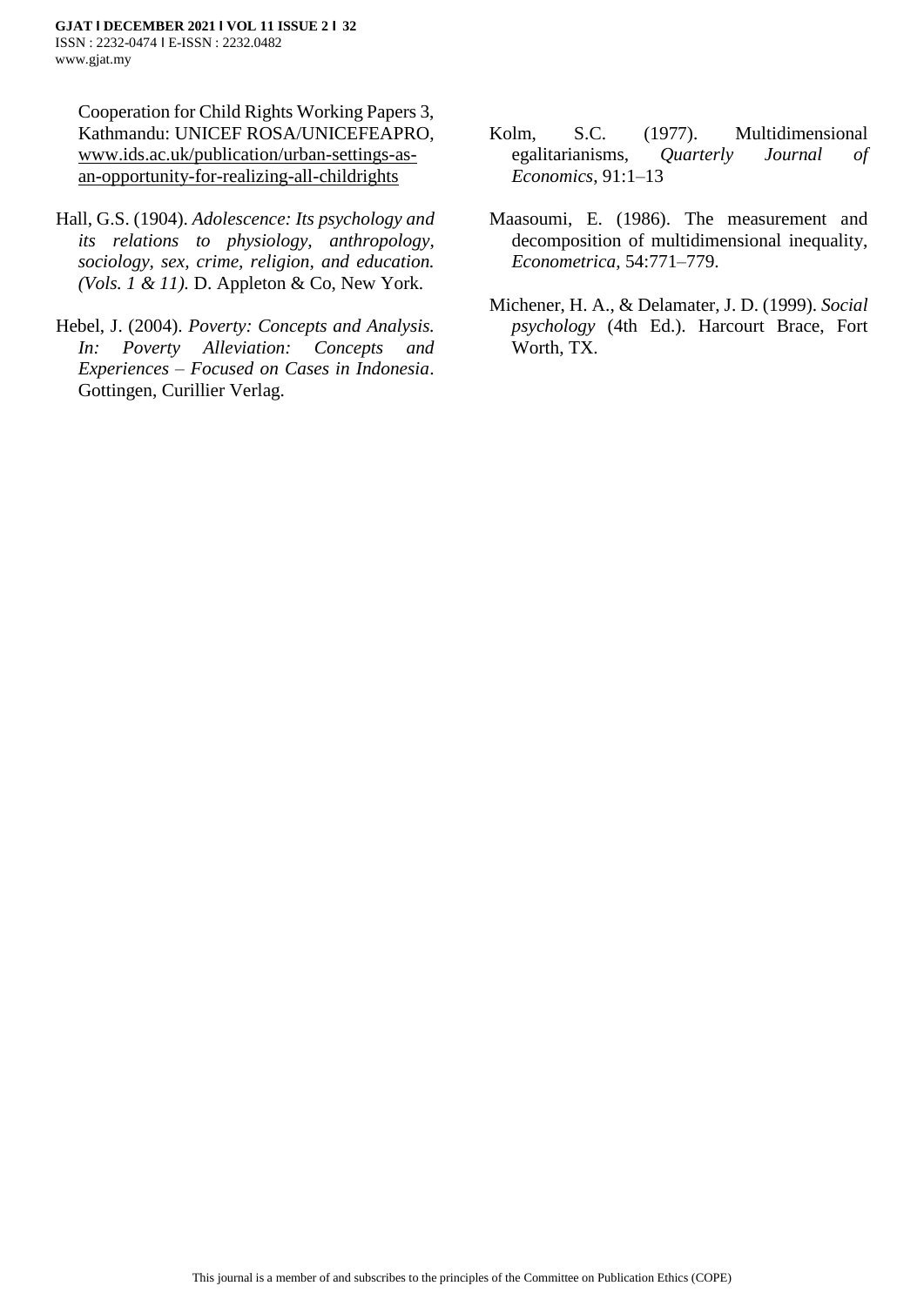Cooperation for Child Rights Working Papers 3, Kathmandu: UNICEF ROSA/UNICEFEAPRO, www.ids.ac.uk/publication/urban-settings-as-an-opportunity-for-realizing-all-childrights

Hall, G.S. (1904). *Adolescence: Its psychology and its relations to physiology, anthropology, sociology, sex, crime, religion, and education. (Vols. 1 & 11).* D. Appleton & Co, New York.

Hebel, J. (2004). *Poverty: Concepts and Analysis. In: Poverty Alleviation: Concepts and Experiences – Focused on Cases in Indonesia*. Gottingen, Curillier Verlag.

Kolm, S.C. (1977). Multidimensional egalitarianisms, *Quarterly Journal of Economics*, 91:1–13

Maasoumi, E. (1986). The measurement and decomposition of multidimensional inequality, *Econometrica*, 54:771–779.

Michener, H. A., & Delamater, J. D. (1999). *Social psychology* (4th Ed.). Harcourt Brace, Fort Worth, TX.